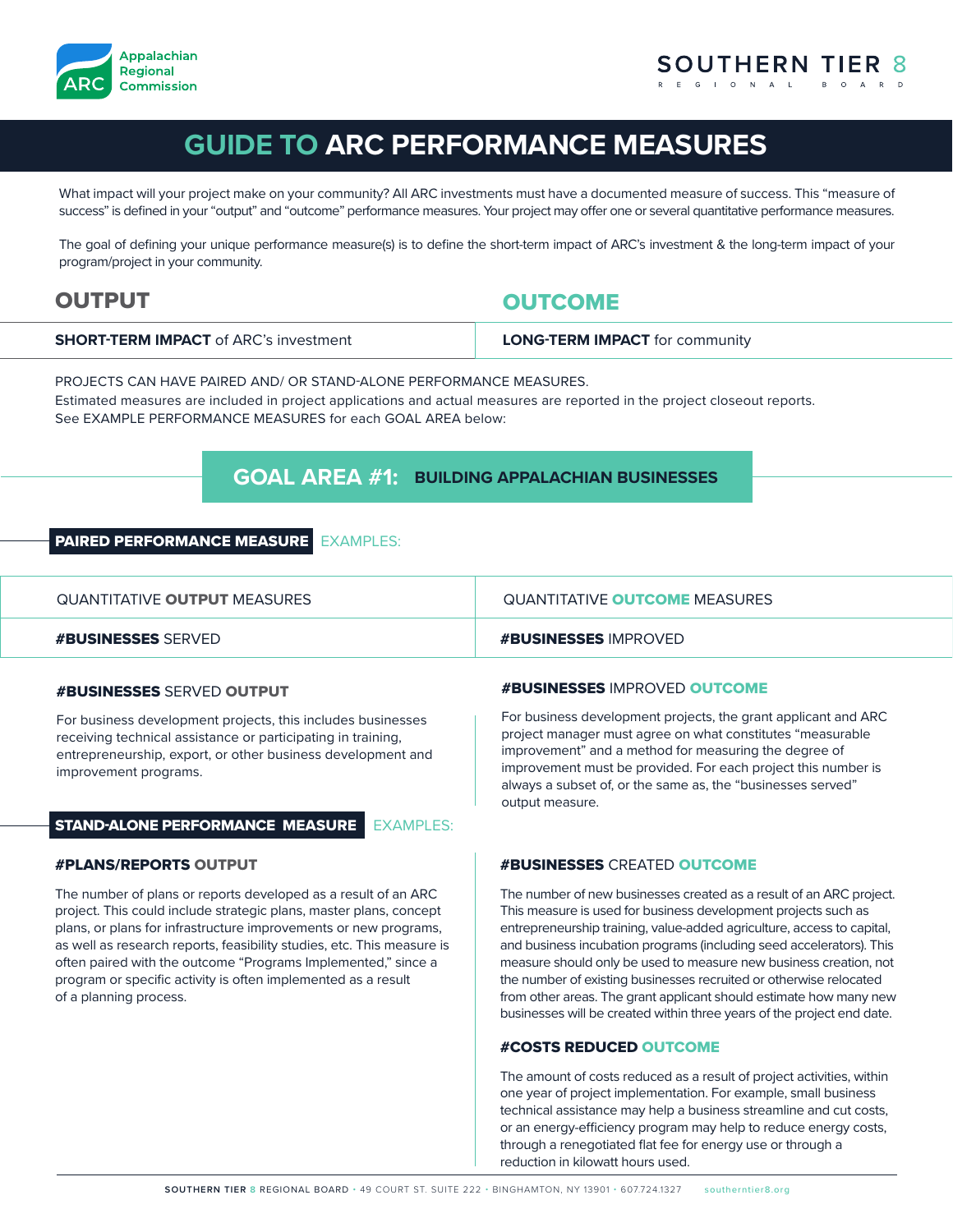# GUIDE TO ARC PERFORMANCE MEASURES

What impact will your project make on your community? All ARC investments must have a documented measure of success. This "measure of success" is defined in your "output" and "outcome" performance measures. Your project may offer one or several quantitative performance measures.

The goal of defining your unique performance measure(s) is to define the short-term impact of ARC's investment & the long-term impact of your program/project in your community.

| OUTPUT | OUTCOME |
|---|---|
| **SHORT-TERM IMPACT** of ARC's investment | **LONG-TERM IMPACT** for community |

PROJECTS CAN HAVE PAIRED AND/ OR STAND-ALONE PERFORMANCE MEASURES.
Estimated measures are included in project applications and actual measures are reported in the project closeout reports.
See EXAMPLE PERFORMANCE MEASURES for each GOAL AREA below:

## GOAL AREA #1: BUILDING APPALACHIAN BUSINESSES

### PAIRED PERFORMANCE MEASURE EXAMPLES:

| QUANTITATIVE **OUTPUT** MEASURES | QUANTITATIVE **OUTCOME** MEASURES |
|---|---|
| **#BUSINESSES** SERVED | **#BUSINESSES** IMPROVED |

#### #BUSINESSES SERVED OUTPUT

For business development projects, this includes businesses receiving technical assistance or participating in training, entrepreneurship, export, or other business development and improvement programs.

#### #BUSINESSES IMPROVED OUTCOME

For business development projects, the grant applicant and ARC project manager must agree on what constitutes "measurable improvement" and a method for measuring the degree of improvement must be provided. For each project this number is always a subset of, or the same as, the "businesses served" output measure.

### STAND-ALONE PERFORMANCE MEASURE EXAMPLES:

#### #PLANS/REPORTS OUTPUT

The number of plans or reports developed as a result of an ARC project. This could include strategic plans, master plans, concept plans, or plans for infrastructure improvements or new programs, as well as research reports, feasibility studies, etc. This measure is often paired with the outcome "Programs Implemented," since a program or specific activity is often implemented as a result of a planning process.

#### #BUSINESSES CREATED OUTCOME

The number of new businesses created as a result of an ARC project. This measure is used for business development projects such as entrepreneurship training, value-added agriculture, access to capital, and business incubation programs (including seed accelerators). This measure should only be used to measure new business creation, not the number of existing businesses recruited or otherwise relocated from other areas. The grant applicant should estimate how many new businesses will be created within three years of the project end date.

#### #COSTS REDUCED OUTCOME

The amount of costs reduced as a result of project activities, within one year of project implementation. For example, small business technical assistance may help a business streamline and cut costs, or an energy-efficiency program may help to reduce energy costs, through a renegotiated flat fee for energy use or through a reduction in kilowatt hours used.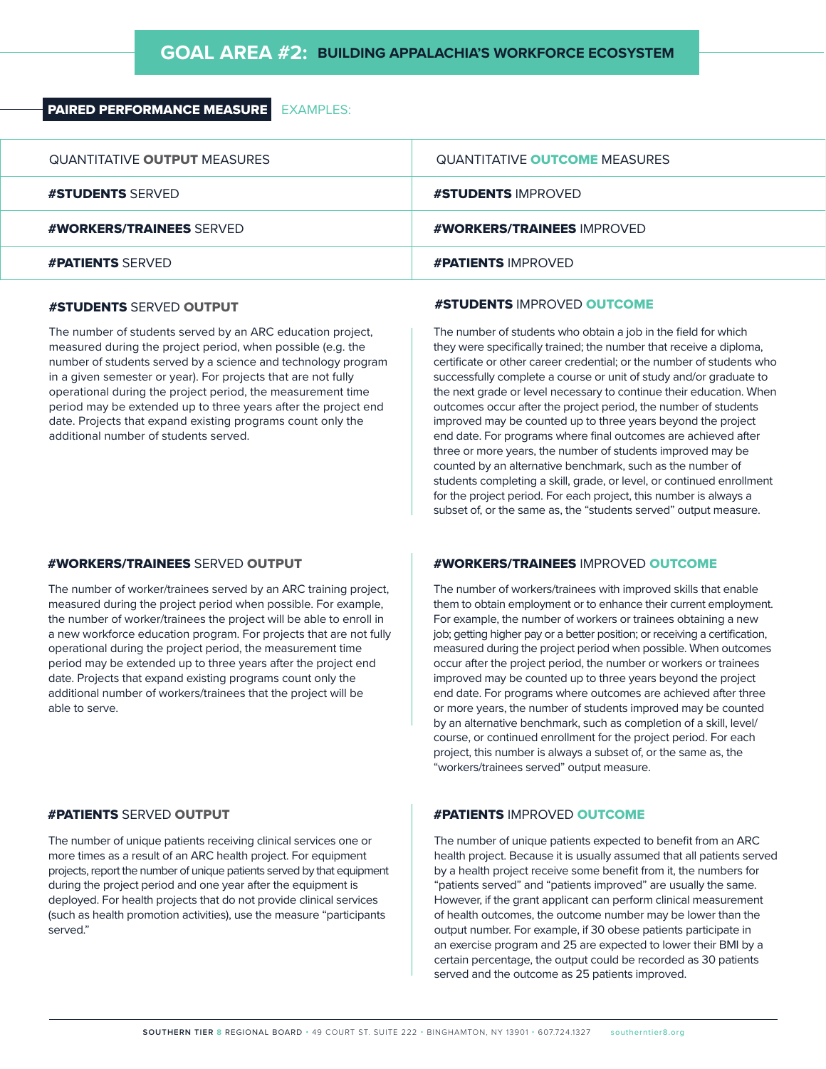# GOAL AREA #2: BUILDING APPALACHIA'S WORKFORCE ECOSYSTEM

**PAIRED PERFORMANCE MEASURE** EXAMPLES:

| QUANTITATIVE **OUTPUT** MEASURES | QUANTITATIVE **OUTCOME** MEASURES |
|---|---|
| **#STUDENTS** SERVED | **#STUDENTS** IMPROVED |
| **#WORKERS/TRAINEES** SERVED | **#WORKERS/TRAINEES** IMPROVED |
| **#PATIENTS** SERVED | **#PATIENTS** IMPROVED |

### #STUDENTS SERVED OUTPUT

The number of students served by an ARC education project, measured during the project period, when possible (e.g. the number of students served by a science and technology program in a given semester or year). For projects that are not fully operational during the project period, the measurement time period may be extended up to three years after the project end date. Projects that expand existing programs count only the additional number of students served.

### #STUDENTS IMPROVED OUTCOME

The number of students who obtain a job in the field for which they were specifically trained; the number that receive a diploma, certificate or other career credential; or the number of students who successfully complete a course or unit of study and/or graduate to the next grade or level necessary to continue their education. When outcomes occur after the project period, the number of students improved may be counted up to three years beyond the project end date. For programs where final outcomes are achieved after three or more years, the number of students improved may be counted by an alternative benchmark, such as the number of students completing a skill, grade, or level, or continued enrollment for the project period. For each project, this number is always a subset of, or the same as, the "students served" output measure.

### #WORKERS/TRAINEES SERVED OUTPUT

The number of worker/trainees served by an ARC training project, measured during the project period when possible. For example, the number of worker/trainees the project will be able to enroll in a new workforce education program. For projects that are not fully operational during the project period, the measurement time period may be extended up to three years after the project end date. Projects that expand existing programs count only the additional number of workers/trainees that the project will be able to serve.

### #WORKERS/TRAINEES IMPROVED OUTCOME

The number of workers/trainees with improved skills that enable them to obtain employment or to enhance their current employment. For example, the number of workers or trainees obtaining a new job; getting higher pay or a better position; or receiving a certification, measured during the project period when possible. When outcomes occur after the project period, the number or workers or trainees improved may be counted up to three years beyond the project end date. For programs where outcomes are achieved after three or more years, the number of students improved may be counted by an alternative benchmark, such as completion of a skill, level/course, or continued enrollment for the project period. For each project, this number is always a subset of, or the same as, the "workers/trainees served" output measure.

### #PATIENTS SERVED OUTPUT

The number of unique patients receiving clinical services one or more times as a result of an ARC health project. For equipment projects, report the number of unique patients served by that equipment during the project period and one year after the equipment is deployed. For health projects that do not provide clinical services (such as health promotion activities), use the measure "participants served."

### #PATIENTS IMPROVED OUTCOME

The number of unique patients expected to benefit from an ARC health project. Because it is usually assumed that all patients served by a health project receive some benefit from it, the numbers for "patients served" and "patients improved" are usually the same. However, if the grant applicant can perform clinical measurement of health outcomes, the outcome number may be lower than the output number. For example, if 30 obese patients participate in an exercise program and 25 are expected to lower their BMI by a certain percentage, the output could be recorded as 30 patients served and the outcome as 25 patients improved.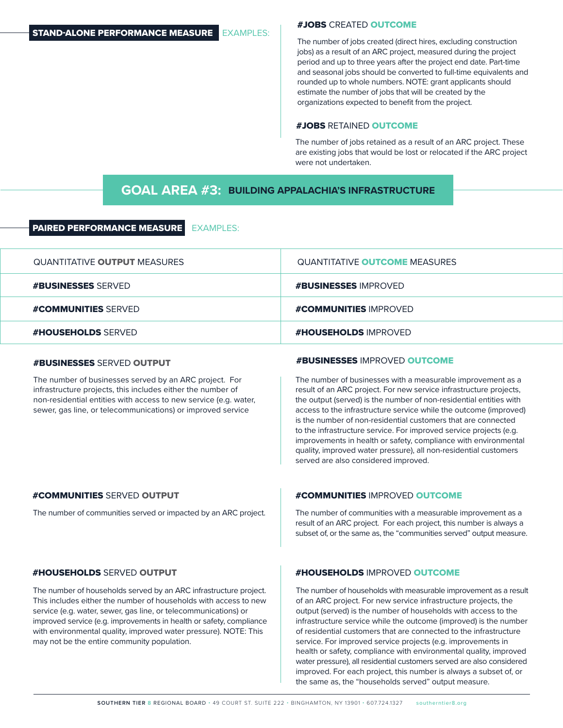**STAND-ALONE PERFORMANCE MEASURE** EXAMPLES:

### #JOBS CREATED OUTCOME

The number of jobs created (direct hires, excluding construction jobs) as a result of an ARC project, measured during the project period and up to three years after the project end date. Part-time and seasonal jobs should be converted to full-time equivalents and rounded up to whole numbers. NOTE: grant applicants should estimate the number of jobs that will be created by the organizations expected to benefit from the project.

### #JOBS RETAINED OUTCOME

The number of jobs retained as a result of an ARC project. These are existing jobs that would be lost or relocated if the ARC project were not undertaken.

## GOAL AREA #3: BUILDING APPALACHIA'S INFRASTRUCTURE

**PAIRED PERFORMANCE MEASURE** EXAMPLES:

| QUANTITATIVE **OUTPUT** MEASURES | QUANTITATIVE **OUTCOME** MEASURES |
|---|---|
| **#BUSINESSES** SERVED | **#BUSINESSES** IMPROVED |
| **#COMMUNITIES** SERVED | **#COMMUNITIES** IMPROVED |
| **#HOUSEHOLDS** SERVED | **#HOUSEHOLDS** IMPROVED |

### #BUSINESSES SERVED OUTPUT

The number of businesses served by an ARC project. For infrastructure projects, this includes either the number of non-residential entities with access to new service (e.g. water, sewer, gas line, or telecommunications) or improved service

### #BUSINESSES IMPROVED OUTCOME

The number of businesses with a measurable improvement as a result of an ARC project. For new service infrastructure projects, the output (served) is the number of non-residential entities with access to the infrastructure service while the outcome (improved) is the number of non-residential customers that are connected to the infrastructure service. For improved service projects (e.g. improvements in health or safety, compliance with environmental quality, improved water pressure), all non-residential customers served are also considered improved.

### #COMMUNITIES SERVED OUTPUT

The number of communities served or impacted by an ARC project.

### #COMMUNITIES IMPROVED OUTCOME

The number of communities with a measurable improvement as a result of an ARC project. For each project, this number is always a subset of, or the same as, the "communities served" output measure.

### #HOUSEHOLDS SERVED OUTPUT

The number of households served by an ARC infrastructure project. This includes either the number of households with access to new service (e.g. water, sewer, gas line, or telecommunications) or improved service (e.g. improvements in health or safety, compliance with environmental quality, improved water pressure). NOTE: This may not be the entire community population.

### #HOUSEHOLDS IMPROVED OUTCOME

The number of households with measurable improvement as a result of an ARC project. For new service infrastructure projects, the output (served) is the number of households with access to the infrastructure service while the outcome (improved) is the number of residential customers that are connected to the infrastructure service. For improved service projects (e.g. improvements in health or safety, compliance with environmental quality, improved water pressure), all residential customers served are also considered improved. For each project, this number is always a subset of, or the same as, the "households served" output measure.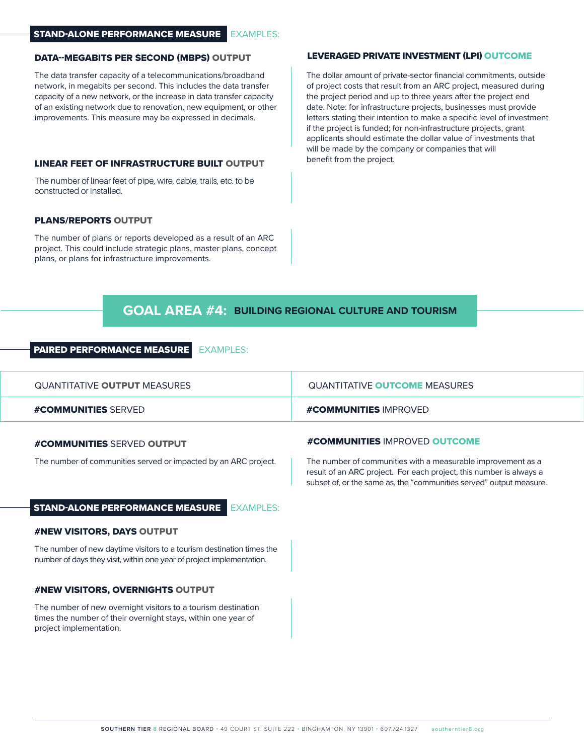**STAND-ALONE PERFORMANCE MEASURE** EXAMPLES:

#### DATA--MEGABITS PER SECOND (MBPS) OUTPUT

The data transfer capacity of a telecommunications/broadband network, in megabits per second. This includes the data transfer capacity of a new network, or the increase in data transfer capacity of an existing network due to renovation, new equipment, or other improvements. This measure may be expressed in decimals.

#### LINEAR FEET OF INFRASTRUCTURE BUILT OUTPUT

The number of linear feet of pipe, wire, cable, trails, etc. to be constructed or installed.

#### PLANS/REPORTS OUTPUT

The number of plans or reports developed as a result of an ARC project. This could include strategic plans, master plans, concept plans, or plans for infrastructure improvements.

#### LEVERAGED PRIVATE INVESTMENT (LPI) OUTCOME

The dollar amount of private-sector financial commitments, outside of project costs that result from an ARC project, measured during the project period and up to three years after the project end date. Note: for infrastructure projects, businesses must provide letters stating their intention to make a specific level of investment if the project is funded; for non-infrastructure projects, grant applicants should estimate the dollar value of investments that will be made by the company or companies that will benefit from the project.

## GOAL AREA #4: BUILDING REGIONAL CULTURE AND TOURISM

**PAIRED PERFORMANCE MEASURE** EXAMPLES:

| QUANTITATIVE **OUTPUT** MEASURES | QUANTITATIVE **OUTCOME** MEASURES |
|---|---|
| **#COMMUNITIES** SERVED | **#COMMUNITIES** IMPROVED |

#### #COMMUNITIES SERVED OUTPUT

The number of communities served or impacted by an ARC project.

#### #COMMUNITIES IMPROVED OUTCOME

The number of communities with a measurable improvement as a result of an ARC project. For each project, this number is always a subset of, or the same as, the "communities served" output measure.

**STAND-ALONE PERFORMANCE MEASURE** EXAMPLES:

#### #NEW VISITORS, DAYS OUTPUT

The number of new daytime visitors to a tourism destination times the number of days they visit, within one year of project implementation.

#### #NEW VISITORS, OVERNIGHTS OUTPUT

The number of new overnight visitors to a tourism destination times the number of their overnight stays, within one year of project implementation.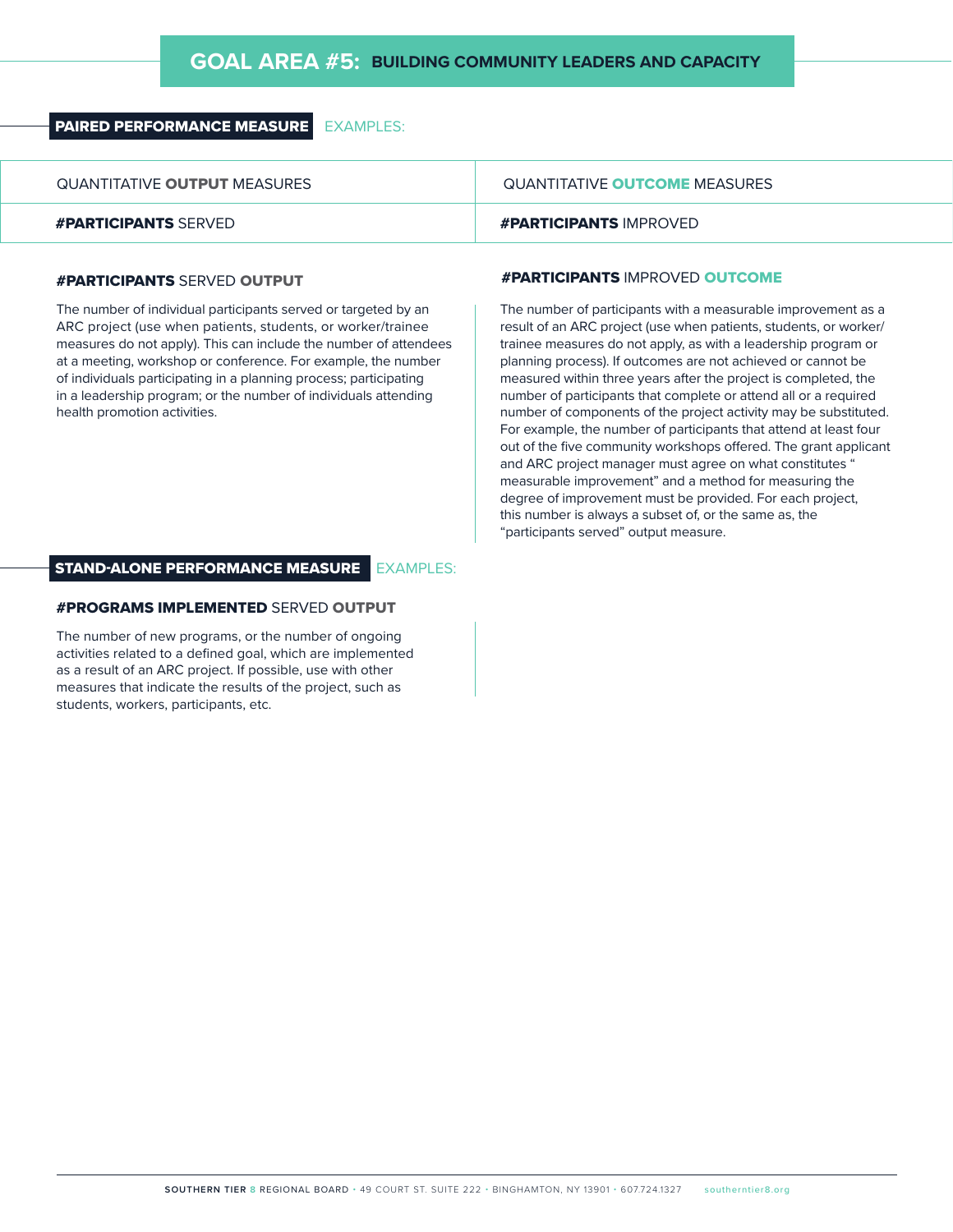# GOAL AREA #5: BUILDING COMMUNITY LEADERS AND CAPACITY

**PAIRED PERFORMANCE MEASURE** EXAMPLES:

| QUANTITATIVE **OUTPUT** MEASURES | QUANTITATIVE **OUTCOME** MEASURES |
|---|---|
| **#PARTICIPANTS** SERVED | **#PARTICIPANTS** IMPROVED |

#### **#PARTICIPANTS** SERVED **OUTPUT**

The number of individual participants served or targeted by an ARC project (use when patients, students, or worker/trainee measures do not apply). This can include the number of attendees at a meeting, workshop or conference. For example, the number of individuals participating in a planning process; participating in a leadership program; or the number of individuals attending health promotion activities.

#### **#PARTICIPANTS** IMPROVED **OUTCOME**

The number of participants with a measurable improvement as a result of an ARC project (use when patients, students, or worker/trainee measures do not apply, as with a leadership program or planning process). If outcomes are not achieved or cannot be measured within three years after the project is completed, the number of participants that complete or attend all or a required number of components of the project activity may be substituted. For example, the number of participants that attend at least four out of the five community workshops offered. The grant applicant and ARC project manager must agree on what constitutes " measurable improvement" and a method for measuring the degree of improvement must be provided. For each project, this number is always a subset of, or the same as, the "participants served" output measure.

**STAND-ALONE PERFORMANCE MEASURE** EXAMPLES:

#### **#PROGRAMS IMPLEMENTED** SERVED **OUTPUT**

The number of new programs, or the number of ongoing activities related to a defined goal, which are implemented as a result of an ARC project. If possible, use with other measures that indicate the results of the project, such as students, workers, participants, etc.